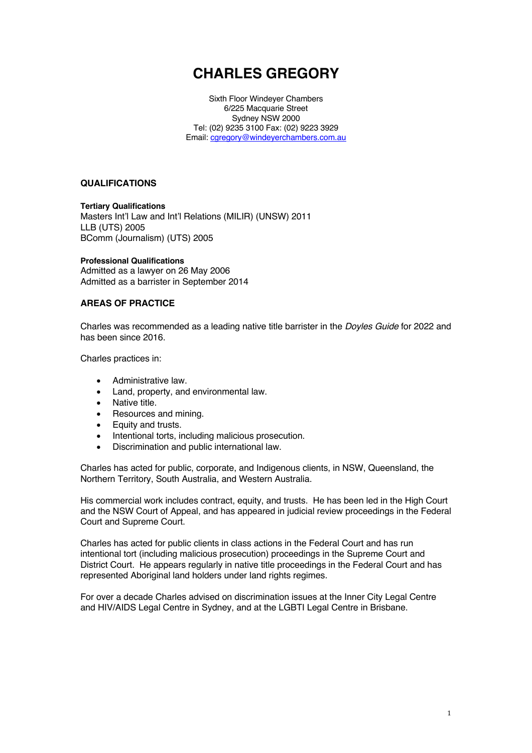# CHARLES GREGORY

Sixth Floor Windeyer Chambers
6/225 Macquarie Street
Sydney NSW 2000
Tel: (02) 9235 3100 Fax: (02) 9223 3929
Email: cgregory@windeyerchambers.com.au

## QUALIFICATIONS

**Tertiary Qualifications**
Masters Int'l Law and Int'l Relations (MILIR) (UNSW) 2011
LLB (UTS) 2005
BComm (Journalism) (UTS) 2005

**Professional Qualifications**
Admitted as a lawyer on 26 May 2006
Admitted as a barrister in September 2014

## AREAS OF PRACTICE

Charles was recommended as a leading native title barrister in the *Doyles Guide* for 2022 and has been since 2016.

Charles practices in:

- Administrative law.
- Land, property, and environmental law.
- Native title.
- Resources and mining.
- Equity and trusts.
- Intentional torts, including malicious prosecution.
- Discrimination and public international law.

Charles has acted for public, corporate, and Indigenous clients, in NSW, Queensland, the Northern Territory, South Australia, and Western Australia.

His commercial work includes contract, equity, and trusts. He has been led in the High Court and the NSW Court of Appeal, and has appeared in judicial review proceedings in the Federal Court and Supreme Court.

Charles has acted for public clients in class actions in the Federal Court and has run intentional tort (including malicious prosecution) proceedings in the Supreme Court and District Court. He appears regularly in native title proceedings in the Federal Court and has represented Aboriginal land holders under land rights regimes.

For over a decade Charles advised on discrimination issues at the Inner City Legal Centre and HIV/AIDS Legal Centre in Sydney, and at the LGBTI Legal Centre in Brisbane.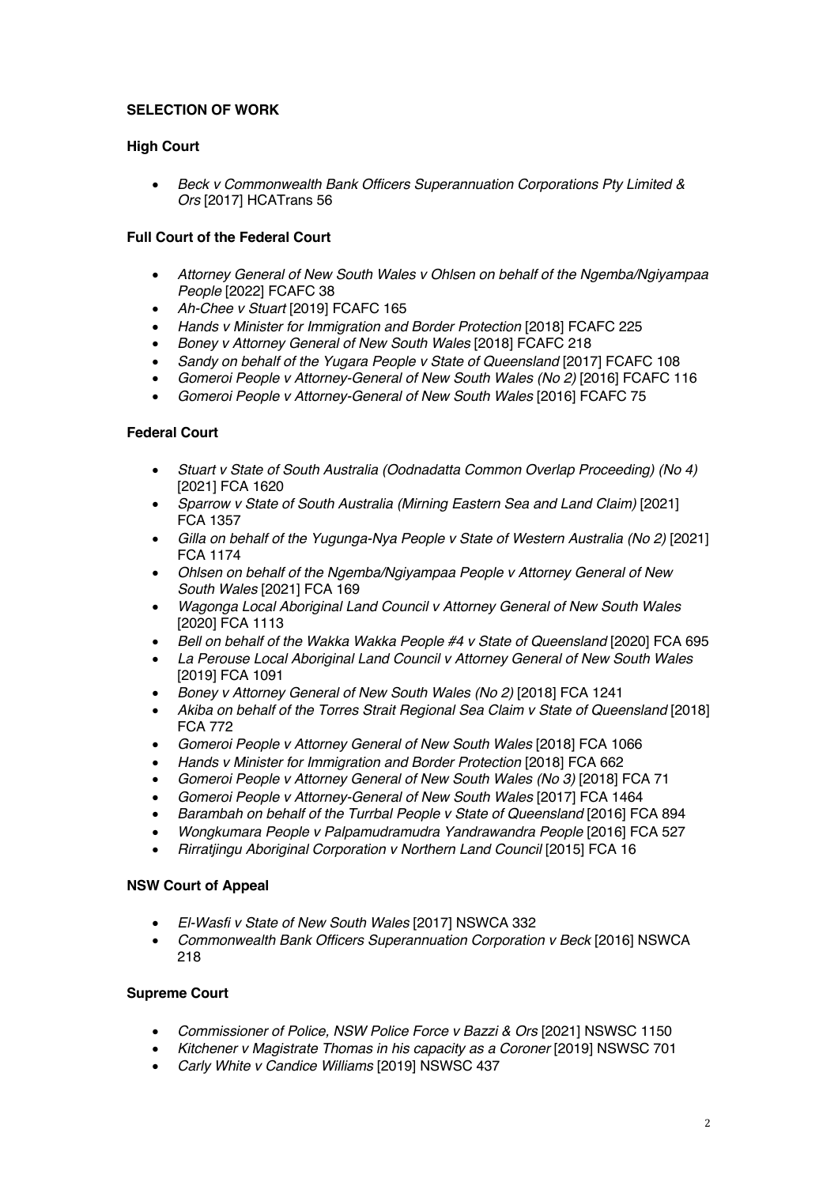## SELECTION OF WORK

### High Court

- *Beck v Commonwealth Bank Officers Superannuation Corporations Pty Limited & Ors* [2017] HCATrans 56

### Full Court of the Federal Court

- *Attorney General of New South Wales v Ohlsen on behalf of the Ngemba/Ngiyampaa People* [2022] FCAFC 38
- *Ah-Chee v Stuart* [2019] FCAFC 165
- *Hands v Minister for Immigration and Border Protection* [2018] FCAFC 225
- *Boney v Attorney General of New South Wales* [2018] FCAFC 218
- *Sandy on behalf of the Yugara People v State of Queensland* [2017] FCAFC 108
- *Gomeroi People v Attorney-General of New South Wales (No 2)* [2016] FCAFC 116
- *Gomeroi People v Attorney-General of New South Wales* [2016] FCAFC 75

### Federal Court

- *Stuart v State of South Australia (Oodnadatta Common Overlap Proceeding) (No 4)* [2021] FCA 1620
- *Sparrow v State of South Australia (Mirning Eastern Sea and Land Claim)* [2021] FCA 1357
- *Gilla on behalf of the Yugunga-Nya People v State of Western Australia (No 2)* [2021] FCA 1174
- *Ohlsen on behalf of the Ngemba/Ngiyampaa People v Attorney General of New South Wales* [2021] FCA 169
- *Wagonga Local Aboriginal Land Council v Attorney General of New South Wales* [2020] FCA 1113
- *Bell on behalf of the Wakka Wakka People #4 v State of Queensland* [2020] FCA 695
- *La Perouse Local Aboriginal Land Council v Attorney General of New South Wales* [2019] FCA 1091
- *Boney v Attorney General of New South Wales (No 2)* [2018] FCA 1241
- *Akiba on behalf of the Torres Strait Regional Sea Claim v State of Queensland* [2018] FCA 772
- *Gomeroi People v Attorney General of New South Wales* [2018] FCA 1066
- *Hands v Minister for Immigration and Border Protection* [2018] FCA 662
- *Gomeroi People v Attorney General of New South Wales (No 3)* [2018] FCA 71
- *Gomeroi People v Attorney-General of New South Wales* [2017] FCA 1464
- *Barambah on behalf of the Turrbal People v State of Queensland* [2016] FCA 894
- *Wongkumara People v Palpamudramudra Yandrawandra People* [2016] FCA 527
- *Rirratjingu Aboriginal Corporation v Northern Land Council* [2015] FCA 16

### NSW Court of Appeal

- *El-Wasfi v State of New South Wales* [2017] NSWCA 332
- *Commonwealth Bank Officers Superannuation Corporation v Beck* [2016] NSWCA 218

### Supreme Court

- *Commissioner of Police, NSW Police Force v Bazzi & Ors* [2021] NSWSC 1150
- *Kitchener v Magistrate Thomas in his capacity as a Coroner* [2019] NSWSC 701
- *Carly White v Candice Williams* [2019] NSWSC 437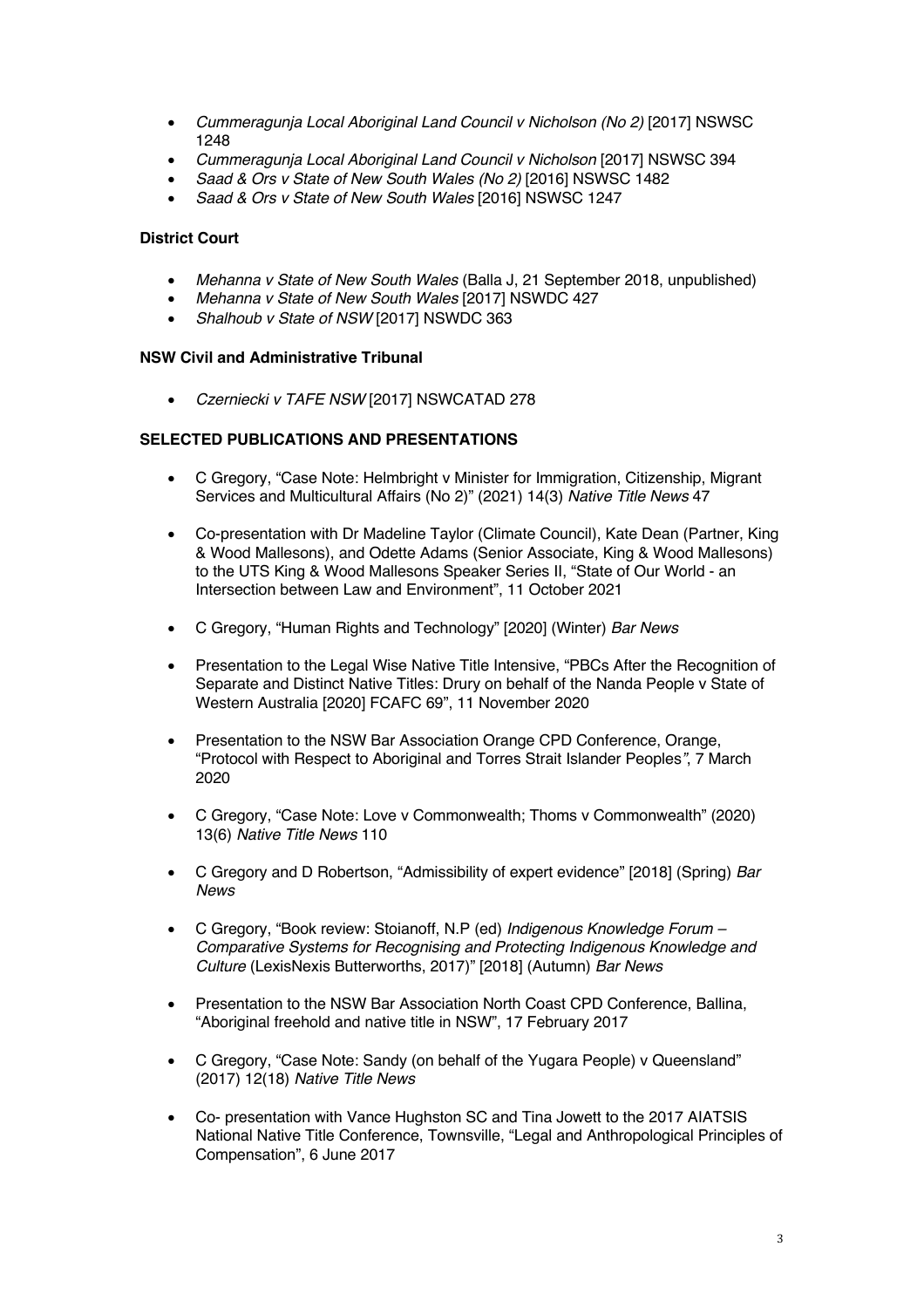- *Cummeragunja Local Aboriginal Land Council v Nicholson (No 2)* [2017] NSWSC 1248
- *Cummeragunja Local Aboriginal Land Council v Nicholson* [2017] NSWSC 394
- *Saad & Ors v State of New South Wales (No 2)* [2016] NSWSC 1482
- *Saad & Ors v State of New South Wales* [2016] NSWSC 1247

**District Court**

- *Mehanna v State of New South Wales* (Balla J, 21 September 2018, unpublished)
- *Mehanna v State of New South Wales* [2017] NSWDC 427
- *Shalhoub v State of NSW* [2017] NSWDC 363

**NSW Civil and Administrative Tribunal**

- *Czerniecki v TAFE NSW* [2017] NSWCATAD 278

**SELECTED PUBLICATIONS AND PRESENTATIONS**

- C Gregory, "Case Note: Helmbright v Minister for Immigration, Citizenship, Migrant Services and Multicultural Affairs (No 2)" (2021) 14(3) *Native Title News* 47

- Co-presentation with Dr Madeline Taylor (Climate Council), Kate Dean (Partner, King & Wood Mallesons), and Odette Adams (Senior Associate, King & Wood Mallesons) to the UTS King & Wood Mallesons Speaker Series II, "State of Our World - an Intersection between Law and Environment", 11 October 2021

- C Gregory, "Human Rights and Technology" [2020] (Winter) *Bar News*

- Presentation to the Legal Wise Native Title Intensive, "PBCs After the Recognition of Separate and Distinct Native Titles: Drury on behalf of the Nanda People v State of Western Australia [2020] FCAFC 69", 11 November 2020

- Presentation to the NSW Bar Association Orange CPD Conference, Orange, "Protocol with Respect to Aboriginal and Torres Strait Islander Peoples", 7 March 2020

- C Gregory, "Case Note: Love v Commonwealth; Thoms v Commonwealth" (2020) 13(6) *Native Title News* 110

- C Gregory and D Robertson, "Admissibility of expert evidence" [2018] (Spring) *Bar News*

- C Gregory, "Book review: Stoianoff, N.P (ed) *Indigenous Knowledge Forum – Comparative Systems for Recognising and Protecting Indigenous Knowledge and Culture* (LexisNexis Butterworths, 2017)" [2018] (Autumn) *Bar News*

- Presentation to the NSW Bar Association North Coast CPD Conference, Ballina, "Aboriginal freehold and native title in NSW", 17 February 2017

- C Gregory, "Case Note: Sandy (on behalf of the Yugara People) v Queensland" (2017) 12(18) *Native Title News*

- Co- presentation with Vance Hughston SC and Tina Jowett to the 2017 AIATSIS National Native Title Conference, Townsville, "Legal and Anthropological Principles of Compensation", 6 June 2017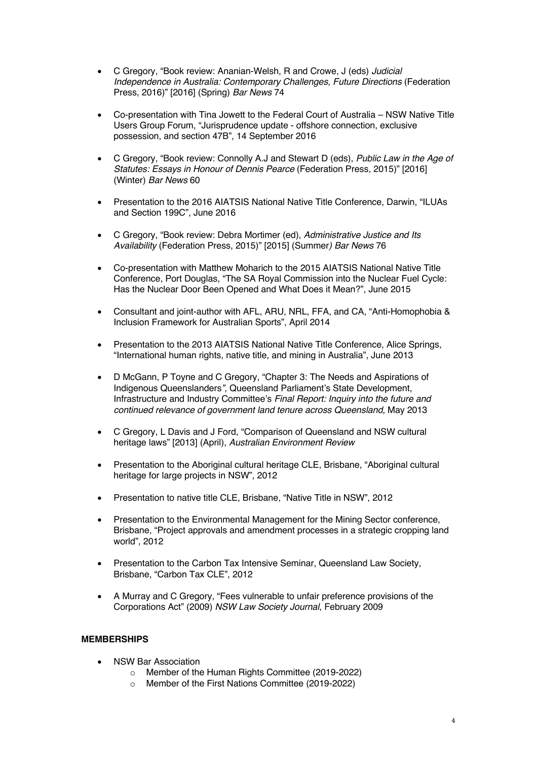- C Gregory, "Book review: Ananian-Welsh, R and Crowe, J (eds) *Judicial Independence in Australia: Contemporary Challenges, Future Directions* (Federation Press, 2016)" [2016] (Spring) *Bar News* 74

- Co-presentation with Tina Jowett to the Federal Court of Australia – NSW Native Title Users Group Forum, "Jurisprudence update - offshore connection, exclusive possession, and section 47B", 14 September 2016

- C Gregory, "Book review: Connolly A.J and Stewart D (eds), *Public Law in the Age of Statutes: Essays in Honour of Dennis Pearce* (Federation Press, 2015)" [2016] (Winter) *Bar News* 60

- Presentation to the 2016 AIATSIS National Native Title Conference, Darwin, "ILUAs and Section 199C", June 2016

- C Gregory, "Book review: Debra Mortimer (ed), *Administrative Justice and Its Availability* (Federation Press, 2015)" [2015] (Summer) *Bar News* 76

- Co-presentation with Matthew Moharich to the 2015 AIATSIS National Native Title Conference, Port Douglas, "The SA Royal Commission into the Nuclear Fuel Cycle: Has the Nuclear Door Been Opened and What Does it Mean?", June 2015

- Consultant and joint-author with AFL, ARU, NRL, FFA, and CA, "Anti-Homophobia & Inclusion Framework for Australian Sports", April 2014

- Presentation to the 2013 AIATSIS National Native Title Conference, Alice Springs, "International human rights, native title, and mining in Australia", June 2013

- D McGann, P Toyne and C Gregory, "Chapter 3: The Needs and Aspirations of Indigenous Queenslanders", Queensland Parliament's State Development, Infrastructure and Industry Committee's *Final Report: Inquiry into the future and continued relevance of government land tenure across Queensland,* May 2013

- C Gregory, L Davis and J Ford, "Comparison of Queensland and NSW cultural heritage laws" [2013] (April), *Australian Environment Review*

- Presentation to the Aboriginal cultural heritage CLE, Brisbane, "Aboriginal cultural heritage for large projects in NSW", 2012

- Presentation to native title CLE, Brisbane, "Native Title in NSW", 2012

- Presentation to the Environmental Management for the Mining Sector conference, Brisbane, "Project approvals and amendment processes in a strategic cropping land world", 2012

- Presentation to the Carbon Tax Intensive Seminar, Queensland Law Society, Brisbane, "Carbon Tax CLE", 2012

- A Murray and C Gregory, "Fees vulnerable to unfair preference provisions of the Corporations Act" (2009) *NSW Law Society Journal*, February 2009

**MEMBERSHIPS**

- NSW Bar Association
  - Member of the Human Rights Committee (2019-2022)
  - Member of the First Nations Committee (2019-2022)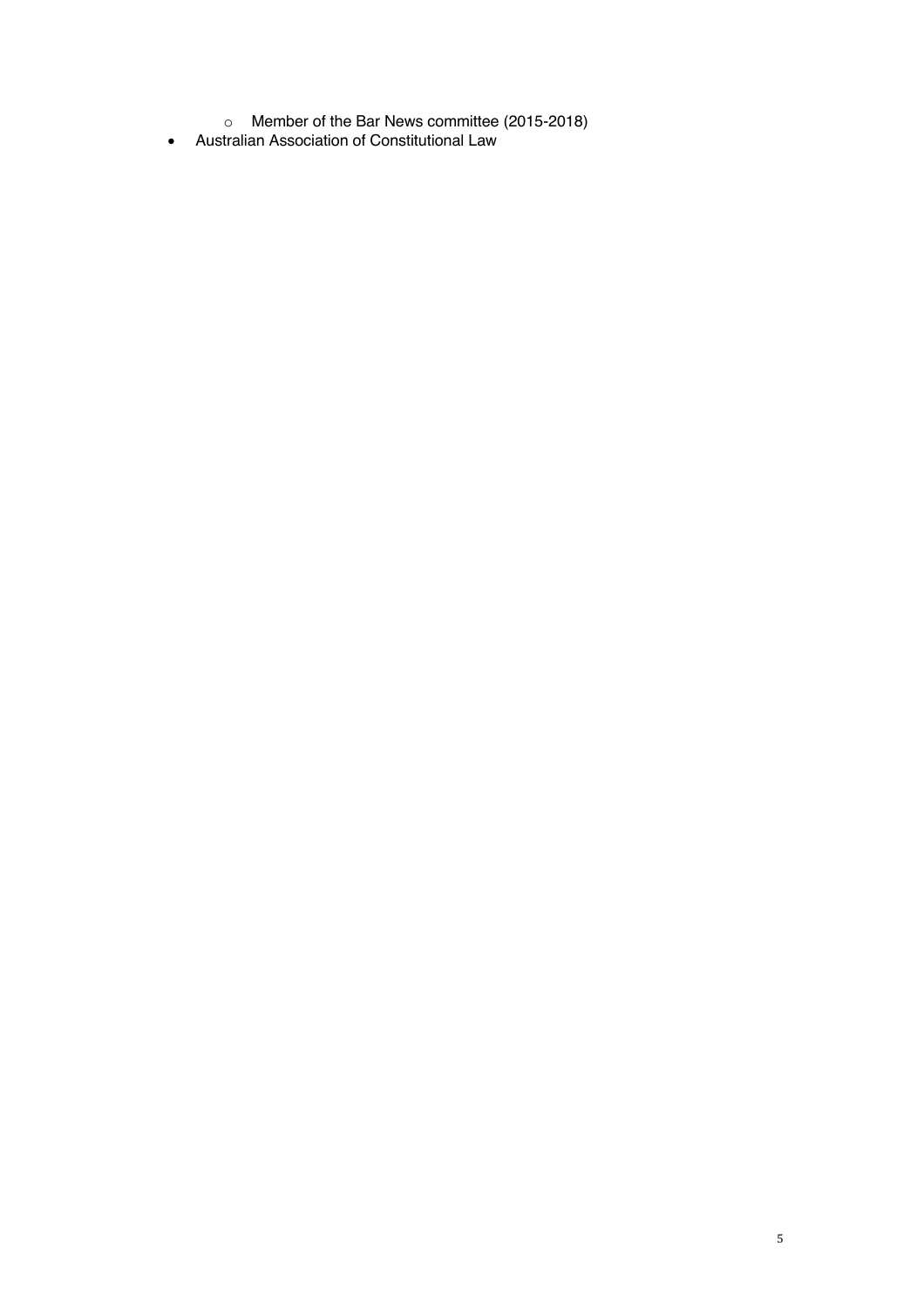- Member of the Bar News committee (2015-2018)
- Australian Association of Constitutional Law